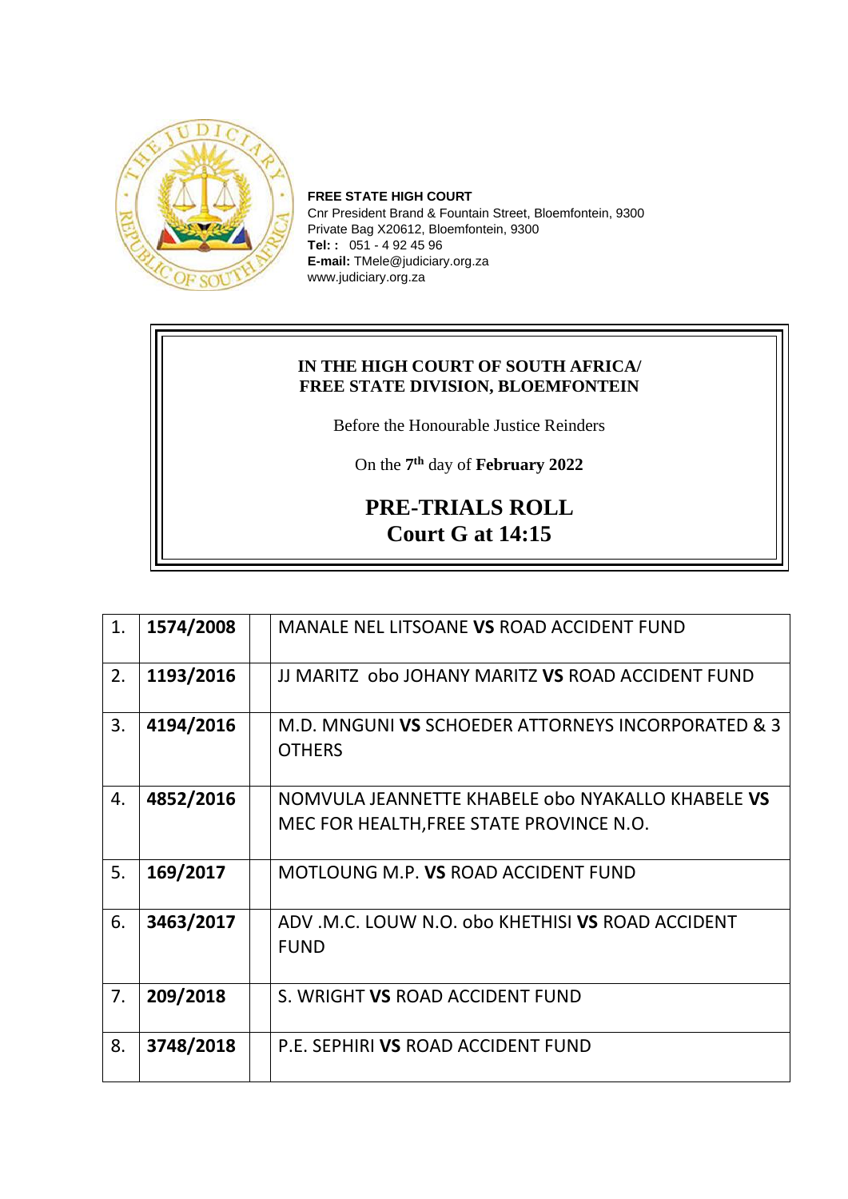**FREE STATE HIGH COURT**
Cnr President Brand & Fountain Street, Bloemfontein, 9300
Private Bag X20612, Bloemfontein, 9300
**Tel: :** 051 - 4 92 45 96
**E-mail:** TMele@judiciary.org.za
www.judiciary.org.za

**IN THE HIGH COURT OF SOUTH AFRICA/**
**FREE STATE DIVISION, BLOEMFONTEIN**

Before the Honourable Justice Reinders

On the **7th** day of **February 2022**

# PRE-TRIALS ROLL
## Court G at 14:15

| | | | |
|---|---|---|---|
| 1. | **1574/2008** | | MANALE NEL LITSOANE **VS** ROAD ACCIDENT FUND |
| 2. | **1193/2016** | | JJ MARITZ obo JOHANY MARITZ **VS** ROAD ACCIDENT FUND |
| 3. | **4194/2016** | | M.D. MNGUNI **VS** SCHOEDER ATTORNEYS INCORPORATED & 3 OTHERS |
| 4. | **4852/2016** | | NOMVULA JEANNETTE KHABELE obo NYAKALLO KHABELE **VS** MEC FOR HEALTH,FREE STATE PROVINCE N.O. |
| 5. | **169/2017** | | MOTLOUNG M.P. **VS** ROAD ACCIDENT FUND |
| 6. | **3463/2017** | | ADV .M.C. LOUW N.O. obo KHETHISI **VS** ROAD ACCIDENT FUND |
| 7. | **209/2018** | | S. WRIGHT **VS** ROAD ACCIDENT FUND |
| 8. | **3748/2018** | | P.E. SEPHIRI **VS** ROAD ACCIDENT FUND |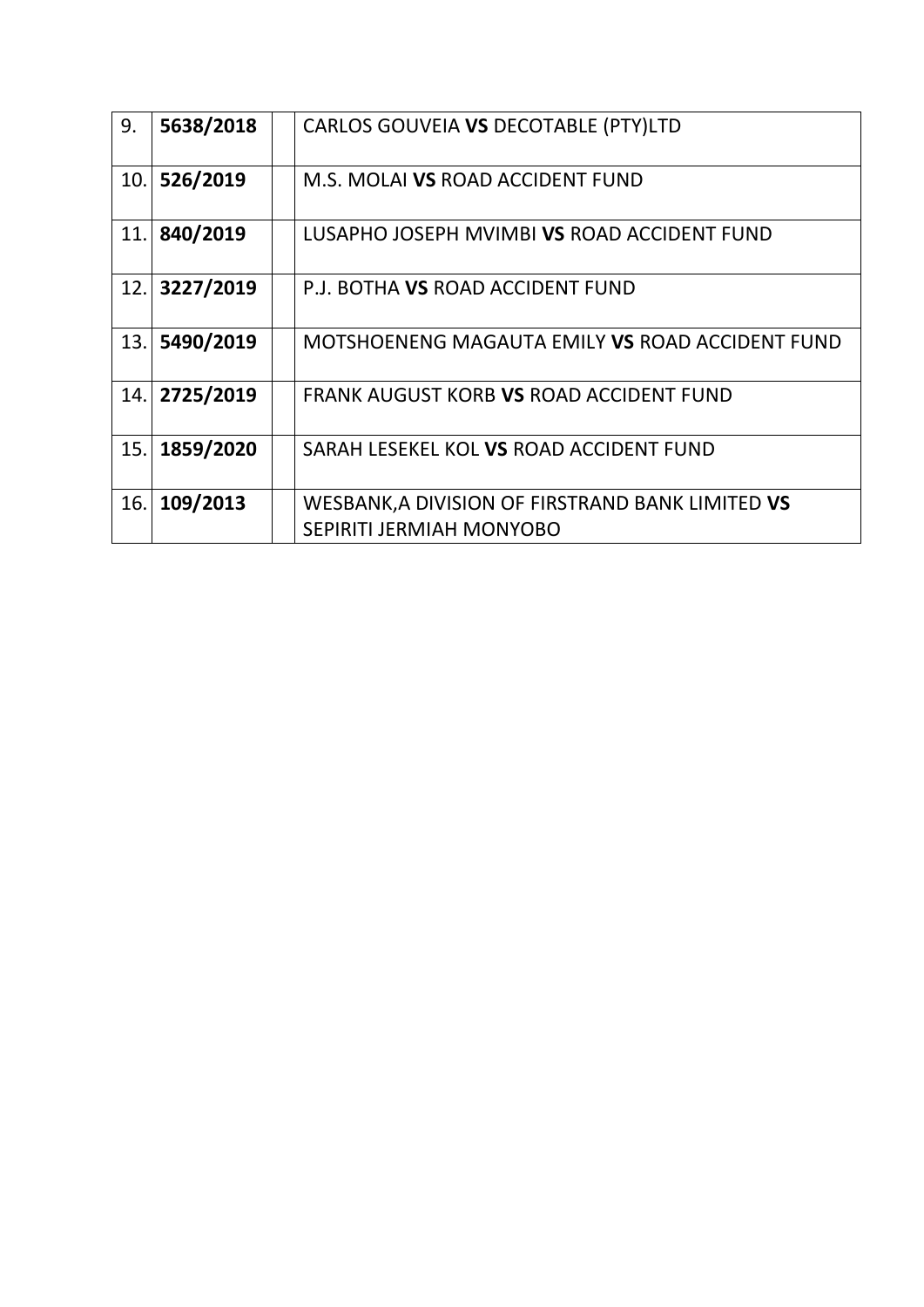| | | | |
|---|---|---|---|
| 9. | **5638/2018** | | CARLOS GOUVEIA **VS** DECOTABLE (PTY)LTD |
| 10. | **526/2019** | | M.S. MOLAI **VS** ROAD ACCIDENT FUND |
| 11. | **840/2019** | | LUSAPHO JOSEPH MVIMBI **VS** ROAD ACCIDENT FUND |
| 12. | **3227/2019** | | P.J. BOTHA **VS** ROAD ACCIDENT FUND |
| 13. | **5490/2019** | | MOTSHOENENG MAGAUTA EMILY **VS** ROAD ACCIDENT FUND |
| 14. | **2725/2019** | | FRANK AUGUST KORB **VS** ROAD ACCIDENT FUND |
| 15. | **1859/2020** | | SARAH LESEKEL KOL **VS** ROAD ACCIDENT FUND |
| 16. | **109/2013** | | WESBANK,A DIVISION OF FIRSTRAND BANK LIMITED **VS** SEPIRITI JERMIAH MONYOBO |